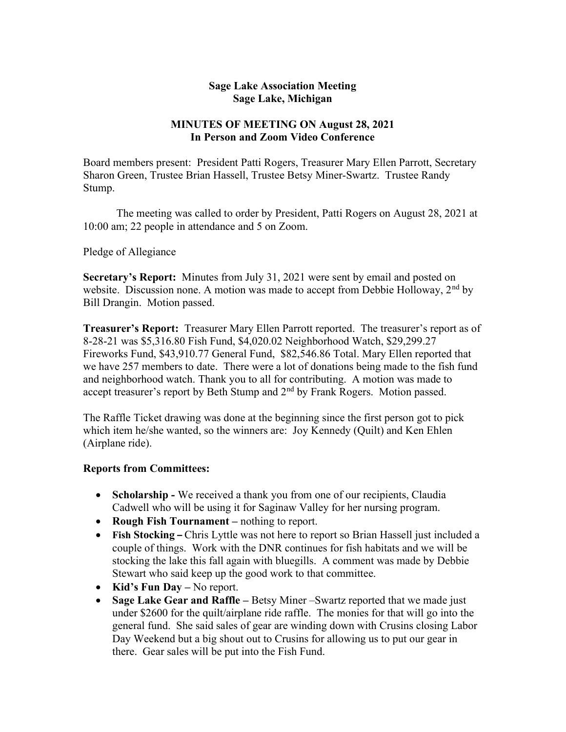**Sage Lake Association Meeting**
**Sage Lake, Michigan**

**MINUTES OF MEETING ON August 28, 2021**
**In Person and Zoom Video Conference**

Board members present: President Patti Rogers, Treasurer Mary Ellen Parrott, Secretary Sharon Green, Trustee Brian Hassell, Trustee Betsy Miner-Swartz. Trustee Randy Stump.

The meeting was called to order by President, Patti Rogers on August 28, 2021 at 10:00 am; 22 people in attendance and 5 on Zoom.

Pledge of Allegiance

**Secretary's Report:** Minutes from July 31, 2021 were sent by email and posted on website. Discussion none. A motion was made to accept from Debbie Holloway, 2nd by Bill Drangin. Motion passed.

**Treasurer's Report:** Treasurer Mary Ellen Parrott reported. The treasurer's report as of 8-28-21 was $5,316.80 Fish Fund, $4,020.02 Neighborhood Watch, $29,299.27 Fireworks Fund, $43,910.77 General Fund, $82,546.86 Total. Mary Ellen reported that we have 257 members to date. There were a lot of donations being made to the fish fund and neighborhood watch. Thank you to all for contributing. A motion was made to accept treasurer's report by Beth Stump and 2nd by Frank Rogers. Motion passed.

The Raffle Ticket drawing was done at the beginning since the first person got to pick which item he/she wanted, so the winners are: Joy Kennedy (Quilt) and Ken Ehlen (Airplane ride).

**Reports from Committees:**

- **Scholarship -** We received a thank you from one of our recipients, Claudia Cadwell who will be using it for Saginaw Valley for her nursing program.
- **Rough Fish Tournament –** nothing to report.
- **Fish Stocking –** Chris Lyttle was not here to report so Brian Hassell just included a couple of things. Work with the DNR continues for fish habitats and we will be stocking the lake this fall again with bluegills. A comment was made by Debbie Stewart who said keep up the good work to that committee.
- **Kid's Fun Day –** No report.
- **Sage Lake Gear and Raffle –** Betsy Miner –Swartz reported that we made just under $2600 for the quilt/airplane ride raffle. The monies for that will go into the general fund. She said sales of gear are winding down with Crusins closing Labor Day Weekend but a big shout out to Crusins for allowing us to put our gear in there. Gear sales will be put into the Fish Fund.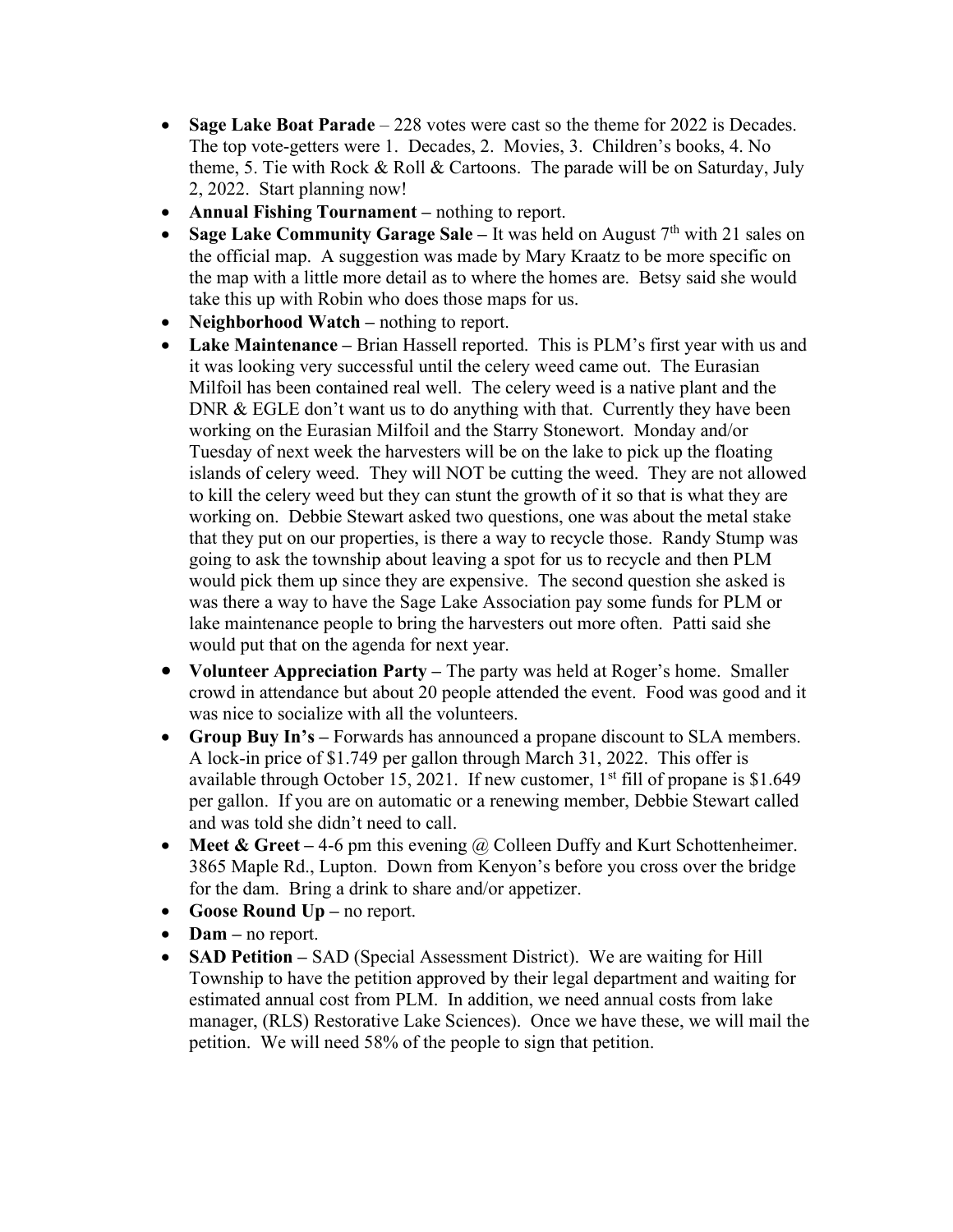- **Sage Lake Boat Parade** – 228 votes were cast so the theme for 2022 is Decades. The top vote-getters were 1. Decades, 2. Movies, 3. Children's books, 4. No theme, 5. Tie with Rock & Roll & Cartoons. The parade will be on Saturday, July 2, 2022. Start planning now!
- **Annual Fishing Tournament –** nothing to report.
- **Sage Lake Community Garage Sale –** It was held on August 7th with 21 sales on the official map. A suggestion was made by Mary Kraatz to be more specific on the map with a little more detail as to where the homes are. Betsy said she would take this up with Robin who does those maps for us.
- **Neighborhood Watch –** nothing to report.
- **Lake Maintenance –** Brian Hassell reported. This is PLM's first year with us and it was looking very successful until the celery weed came out. The Eurasian Milfoil has been contained real well. The celery weed is a native plant and the DNR & EGLE don't want us to do anything with that. Currently they have been working on the Eurasian Milfoil and the Starry Stonewort. Monday and/or Tuesday of next week the harvesters will be on the lake to pick up the floating islands of celery weed. They will NOT be cutting the weed. They are not allowed to kill the celery weed but they can stunt the growth of it so that is what they are working on. Debbie Stewart asked two questions, one was about the metal stake that they put on our properties, is there a way to recycle those. Randy Stump was going to ask the township about leaving a spot for us to recycle and then PLM would pick them up since they are expensive. The second question she asked is was there a way to have the Sage Lake Association pay some funds for PLM or lake maintenance people to bring the harvesters out more often. Patti said she would put that on the agenda for next year.
- **Volunteer Appreciation Party –** The party was held at Roger's home. Smaller crowd in attendance but about 20 people attended the event. Food was good and it was nice to socialize with all the volunteers.
- **Group Buy In's –** Forwards has announced a propane discount to SLA members. A lock-in price of $1.749 per gallon through March 31, 2022. This offer is available through October 15, 2021. If new customer, 1st fill of propane is $1.649 per gallon. If you are on automatic or a renewing member, Debbie Stewart called and was told she didn't need to call.
- **Meet & Greet –** 4-6 pm this evening @ Colleen Duffy and Kurt Schottenheimer. 3865 Maple Rd., Lupton. Down from Kenyon's before you cross over the bridge for the dam. Bring a drink to share and/or appetizer.
- **Goose Round Up –** no report.
- **Dam –** no report.
- **SAD Petition –** SAD (Special Assessment District). We are waiting for Hill Township to have the petition approved by their legal department and waiting for estimated annual cost from PLM. In addition, we need annual costs from lake manager, (RLS) Restorative Lake Sciences). Once we have these, we will mail the petition. We will need 58% of the people to sign that petition.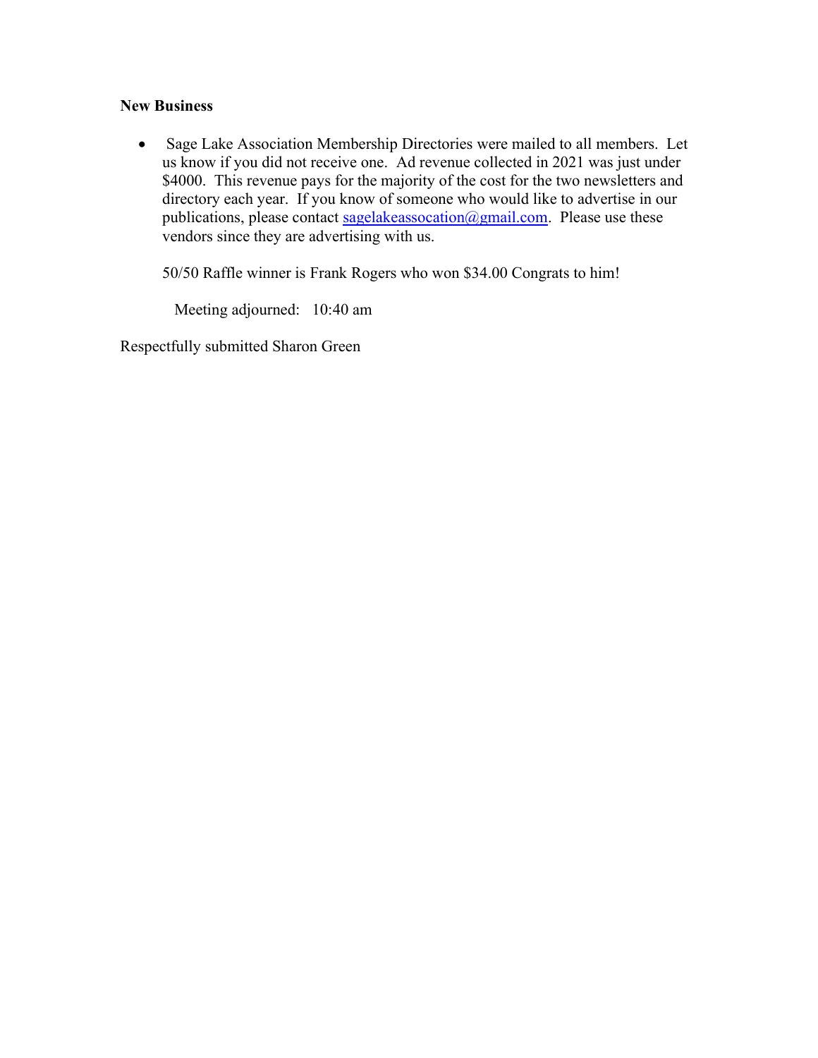**New Business**

- Sage Lake Association Membership Directories were mailed to all members. Let us know if you did not receive one. Ad revenue collected in 2021 was just under $4000. This revenue pays for the majority of the cost for the two newsletters and directory each year. If you know of someone who would like to advertise in our publications, please contact sagelakeassocation@gmail.com. Please use these vendors since they are advertising with us.

  50/50 Raffle winner is Frank Rogers who won $34.00 Congrats to him!

  Meeting adjourned: 10:40 am

Respectfully submitted Sharon Green